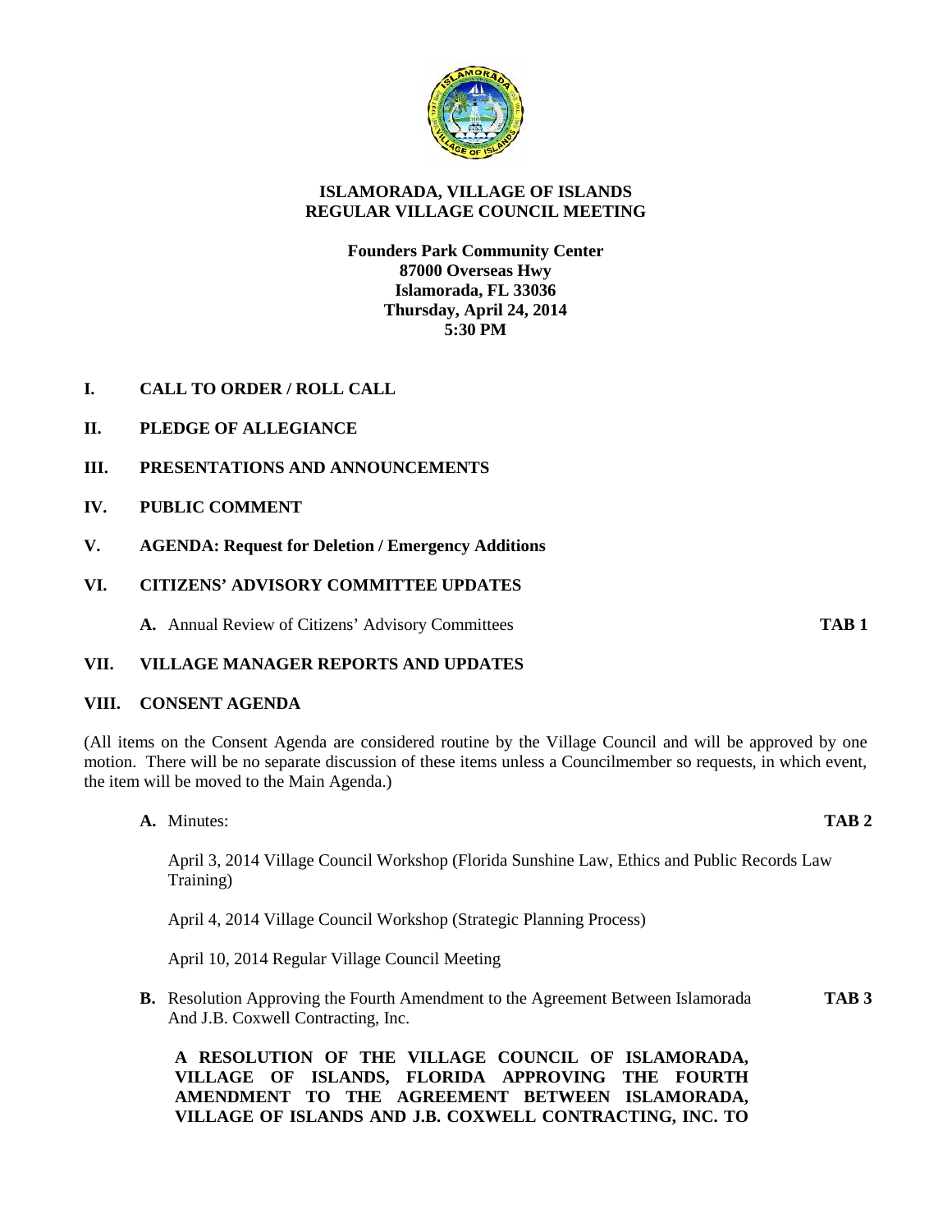# ISLAMORADA, VILLAGE OF ISLANDS
## REGULAR VILLAGE COUNCIL MEETING

**Founders Park Community Center**
**87000 Overseas Hwy**
**Islamorada, FL 33036**
**Thursday, April 24, 2014**
**5:30 PM**

**I. CALL TO ORDER / ROLL CALL**

**II. PLEDGE OF ALLEGIANCE**

**III. PRESENTATIONS AND ANNOUNCEMENTS**

**IV. PUBLIC COMMENT**

**V. AGENDA: Request for Deletion / Emergency Additions**

**VI. CITIZENS' ADVISORY COMMITTEE UPDATES**

**A.** Annual Review of Citizens' Advisory Committees **TAB 1**

**VII. VILLAGE MANAGER REPORTS AND UPDATES**

**VIII. CONSENT AGENDA**

(All items on the Consent Agenda are considered routine by the Village Council and will be approved by one motion. There will be no separate discussion of these items unless a Councilmember so requests, in which event, the item will be moved to the Main Agenda.)

**A.** Minutes: **TAB 2**

April 3, 2014 Village Council Workshop (Florida Sunshine Law, Ethics and Public Records Law Training)

April 4, 2014 Village Council Workshop (Strategic Planning Process)

April 10, 2014 Regular Village Council Meeting

**B.** Resolution Approving the Fourth Amendment to the Agreement Between Islamorada And J.B. Coxwell Contracting, Inc. **TAB 3**

**A RESOLUTION OF THE VILLAGE COUNCIL OF ISLAMORADA, VILLAGE OF ISLANDS, FLORIDA APPROVING THE FOURTH AMENDMENT TO THE AGREEMENT BETWEEN ISLAMORADA, VILLAGE OF ISLANDS AND J.B. COXWELL CONTRACTING, INC. TO**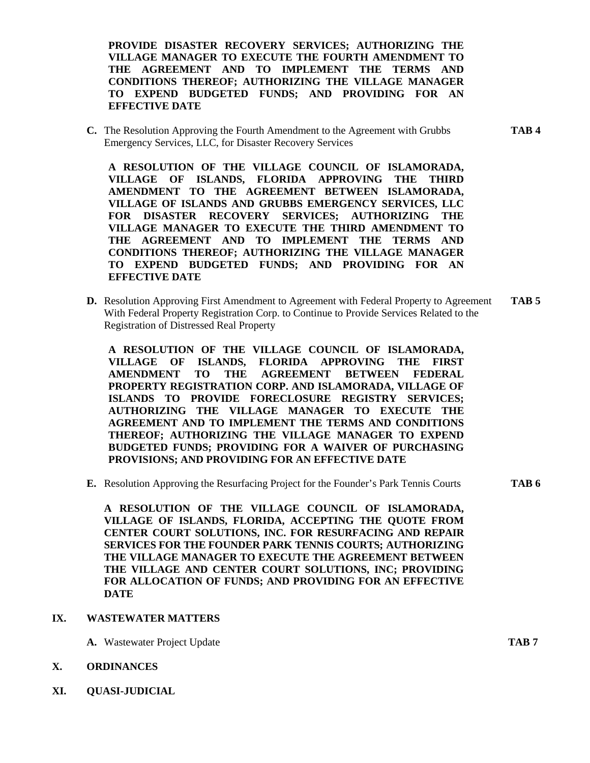**PROVIDE DISASTER RECOVERY SERVICES; AUTHORIZING THE VILLAGE MANAGER TO EXECUTE THE FOURTH AMENDMENT TO THE AGREEMENT AND TO IMPLEMENT THE TERMS AND CONDITIONS THEREOF; AUTHORIZING THE VILLAGE MANAGER TO EXPEND BUDGETED FUNDS; AND PROVIDING FOR AN EFFECTIVE DATE**

**C.** The Resolution Approving the Fourth Amendment to the Agreement with Grubbs Emergency Services, LLC, for Disaster Recovery Services **TAB 4**

**A RESOLUTION OF THE VILLAGE COUNCIL OF ISLAMORADA, VILLAGE OF ISLANDS, FLORIDA APPROVING THE THIRD AMENDMENT TO THE AGREEMENT BETWEEN ISLAMORADA, VILLAGE OF ISLANDS AND GRUBBS EMERGENCY SERVICES, LLC FOR DISASTER RECOVERY SERVICES; AUTHORIZING THE VILLAGE MANAGER TO EXECUTE THE THIRD AMENDMENT TO THE AGREEMENT AND TO IMPLEMENT THE TERMS AND CONDITIONS THEREOF; AUTHORIZING THE VILLAGE MANAGER TO EXPEND BUDGETED FUNDS; AND PROVIDING FOR AN EFFECTIVE DATE**

**D.** Resolution Approving First Amendment to Agreement with Federal Property to Agreement With Federal Property Registration Corp. to Continue to Provide Services Related to the Registration of Distressed Real Property **TAB 5**

**A RESOLUTION OF THE VILLAGE COUNCIL OF ISLAMORADA, VILLAGE OF ISLANDS, FLORIDA APPROVING THE FIRST AMENDMENT TO THE AGREEMENT BETWEEN FEDERAL PROPERTY REGISTRATION CORP. AND ISLAMORADA, VILLAGE OF ISLANDS TO PROVIDE FORECLOSURE REGISTRY SERVICES; AUTHORIZING THE VILLAGE MANAGER TO EXECUTE THE AGREEMENT AND TO IMPLEMENT THE TERMS AND CONDITIONS THEREOF; AUTHORIZING THE VILLAGE MANAGER TO EXPEND BUDGETED FUNDS; PROVIDING FOR A WAIVER OF PURCHASING PROVISIONS; AND PROVIDING FOR AN EFFECTIVE DATE**

**E.** Resolution Approving the Resurfacing Project for the Founder's Park Tennis Courts **TAB 6**

**A RESOLUTION OF THE VILLAGE COUNCIL OF ISLAMORADA, VILLAGE OF ISLANDS, FLORIDA, ACCEPTING THE QUOTE FROM CENTER COURT SOLUTIONS, INC. FOR RESURFACING AND REPAIR SERVICES FOR THE FOUNDER PARK TENNIS COURTS; AUTHORIZING THE VILLAGE MANAGER TO EXECUTE THE AGREEMENT BETWEEN THE VILLAGE AND CENTER COURT SOLUTIONS, INC; PROVIDING FOR ALLOCATION OF FUNDS; AND PROVIDING FOR AN EFFECTIVE DATE**

## IX. WASTEWATER MATTERS

**A.** Wastewater Project Update **TAB 7**

## X. ORDINANCES

## XI. QUASI-JUDICIAL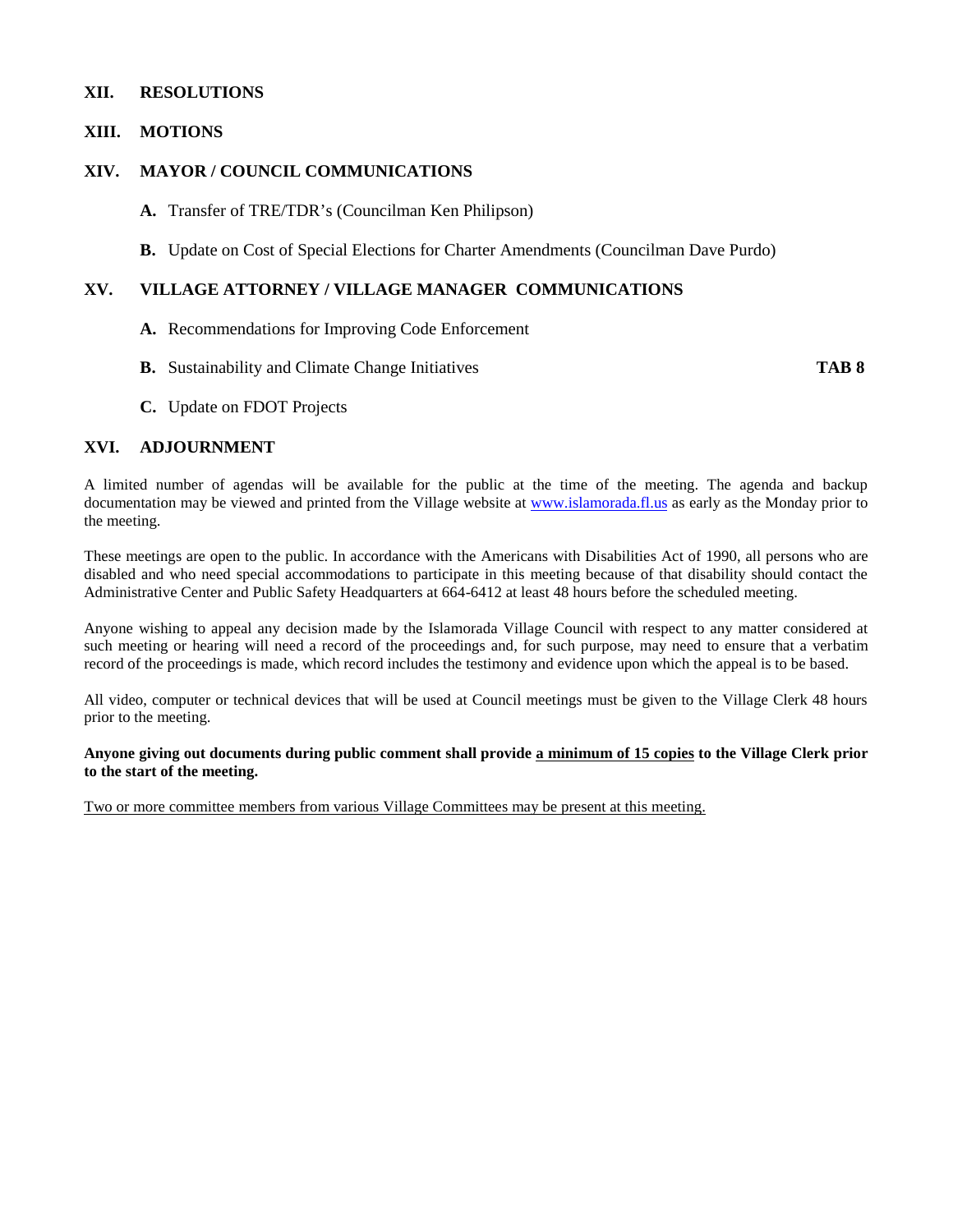## XII. RESOLUTIONS

## XIII. MOTIONS

## XIV. MAYOR / COUNCIL COMMUNICATIONS

**A.** Transfer of TRE/TDR's (Councilman Ken Philipson)

**B.** Update on Cost of Special Elections for Charter Amendments (Councilman Dave Purdo)

## XV. VILLAGE ATTORNEY / VILLAGE MANAGER COMMUNICATIONS

**A.** Recommendations for Improving Code Enforcement

**B.** Sustainability and Climate Change Initiatives **TAB 8**

**C.** Update on FDOT Projects

## XVI. ADJOURNMENT

A limited number of agendas will be available for the public at the time of the meeting. The agenda and backup documentation may be viewed and printed from the Village website at www.islamorada.fl.us as early as the Monday prior to the meeting.

These meetings are open to the public. In accordance with the Americans with Disabilities Act of 1990, all persons who are disabled and who need special accommodations to participate in this meeting because of that disability should contact the Administrative Center and Public Safety Headquarters at 664-6412 at least 48 hours before the scheduled meeting.

Anyone wishing to appeal any decision made by the Islamorada Village Council with respect to any matter considered at such meeting or hearing will need a record of the proceedings and, for such purpose, may need to ensure that a verbatim record of the proceedings is made, which record includes the testimony and evidence upon which the appeal is to be based.

All video, computer or technical devices that will be used at Council meetings must be given to the Village Clerk 48 hours prior to the meeting.

**Anyone giving out documents during public comment shall provide <u>a minimum of 15 copies</u> to the Village Clerk prior to the start of the meeting.**

<u>Two or more committee members from various Village Committees may be present at this meeting.</u>